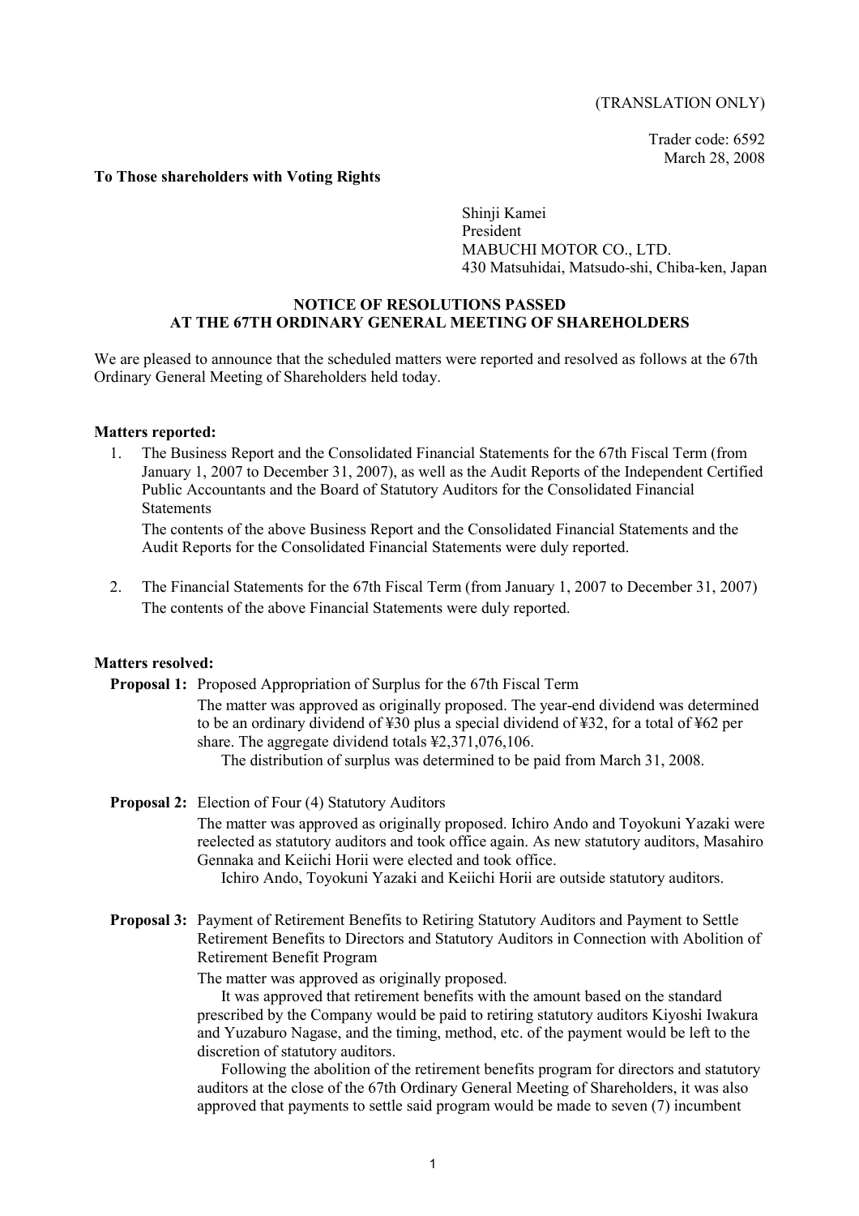(TRANSLATION ONLY)

Trader code: 6592
March 28, 2008

**To Those shareholders with Voting Rights**

Shinji Kamei
President
MABUCHI MOTOR CO., LTD.
430 Matsuhidai, Matsudo-shi, Chiba-ken, Japan

## NOTICE OF RESOLUTIONS PASSED AT THE 67TH ORDINARY GENERAL MEETING OF SHAREHOLDERS

We are pleased to announce that the scheduled matters were reported and resolved as follows at the 67th Ordinary General Meeting of Shareholders held today.

**Matters reported:**

1. The Business Report and the Consolidated Financial Statements for the 67th Fiscal Term (from January 1, 2007 to December 31, 2007), as well as the Audit Reports of the Independent Certified Public Accountants and the Board of Statutory Auditors for the Consolidated Financial Statements

   The contents of the above Business Report and the Consolidated Financial Statements and the Audit Reports for the Consolidated Financial Statements were duly reported.

2. The Financial Statements for the 67th Fiscal Term (from January 1, 2007 to December 31, 2007)

   The contents of the above Financial Statements were duly reported.

**Matters resolved:**

**Proposal 1:** Proposed Appropriation of Surplus for the 67th Fiscal Term

The matter was approved as originally proposed. The year-end dividend was determined to be an ordinary dividend of ¥30 plus a special dividend of ¥32, for a total of ¥62 per share. The aggregate dividend totals ¥2,371,076,106.

The distribution of surplus was determined to be paid from March 31, 2008.

**Proposal 2:** Election of Four (4) Statutory Auditors

The matter was approved as originally proposed. Ichiro Ando and Toyokuni Yazaki were reelected as statutory auditors and took office again. As new statutory auditors, Masahiro Gennaka and Keiichi Horii were elected and took office.

Ichiro Ando, Toyokuni Yazaki and Keiichi Horii are outside statutory auditors.

**Proposal 3:** Payment of Retirement Benefits to Retiring Statutory Auditors and Payment to Settle Retirement Benefits to Directors and Statutory Auditors in Connection with Abolition of Retirement Benefit Program

The matter was approved as originally proposed.

It was approved that retirement benefits with the amount based on the standard prescribed by the Company would be paid to retiring statutory auditors Kiyoshi Iwakura and Yuzaburo Nagase, and the timing, method, etc. of the payment would be left to the discretion of statutory auditors.

Following the abolition of the retirement benefits program for directors and statutory auditors at the close of the 67th Ordinary General Meeting of Shareholders, it was also approved that payments to settle said program would be made to seven (7) incumbent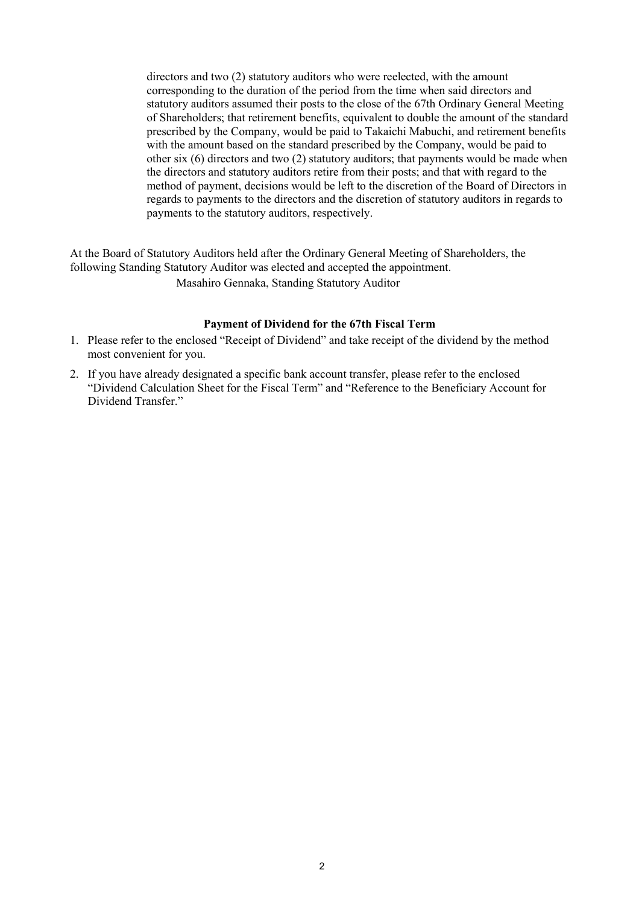directors and two (2) statutory auditors who were reelected, with the amount corresponding to the duration of the period from the time when said directors and statutory auditors assumed their posts to the close of the 67th Ordinary General Meeting of Shareholders; that retirement benefits, equivalent to double the amount of the standard prescribed by the Company, would be paid to Takaichi Mabuchi, and retirement benefits with the amount based on the standard prescribed by the Company, would be paid to other six (6) directors and two (2) statutory auditors; that payments would be made when the directors and statutory auditors retire from their posts; and that with regard to the method of payment, decisions would be left to the discretion of the Board of Directors in regards to payments to the directors and the discretion of statutory auditors in regards to payments to the statutory auditors, respectively.

At the Board of Statutory Auditors held after the Ordinary General Meeting of Shareholders, the following Standing Statutory Auditor was elected and accepted the appointment.

Masahiro Gennaka, Standing Statutory Auditor

**Payment of Dividend for the 67th Fiscal Term**

1. Please refer to the enclosed "Receipt of Dividend" and take receipt of the dividend by the method most convenient for you.
2. If you have already designated a specific bank account transfer, please refer to the enclosed "Dividend Calculation Sheet for the Fiscal Term" and "Reference to the Beneficiary Account for Dividend Transfer."